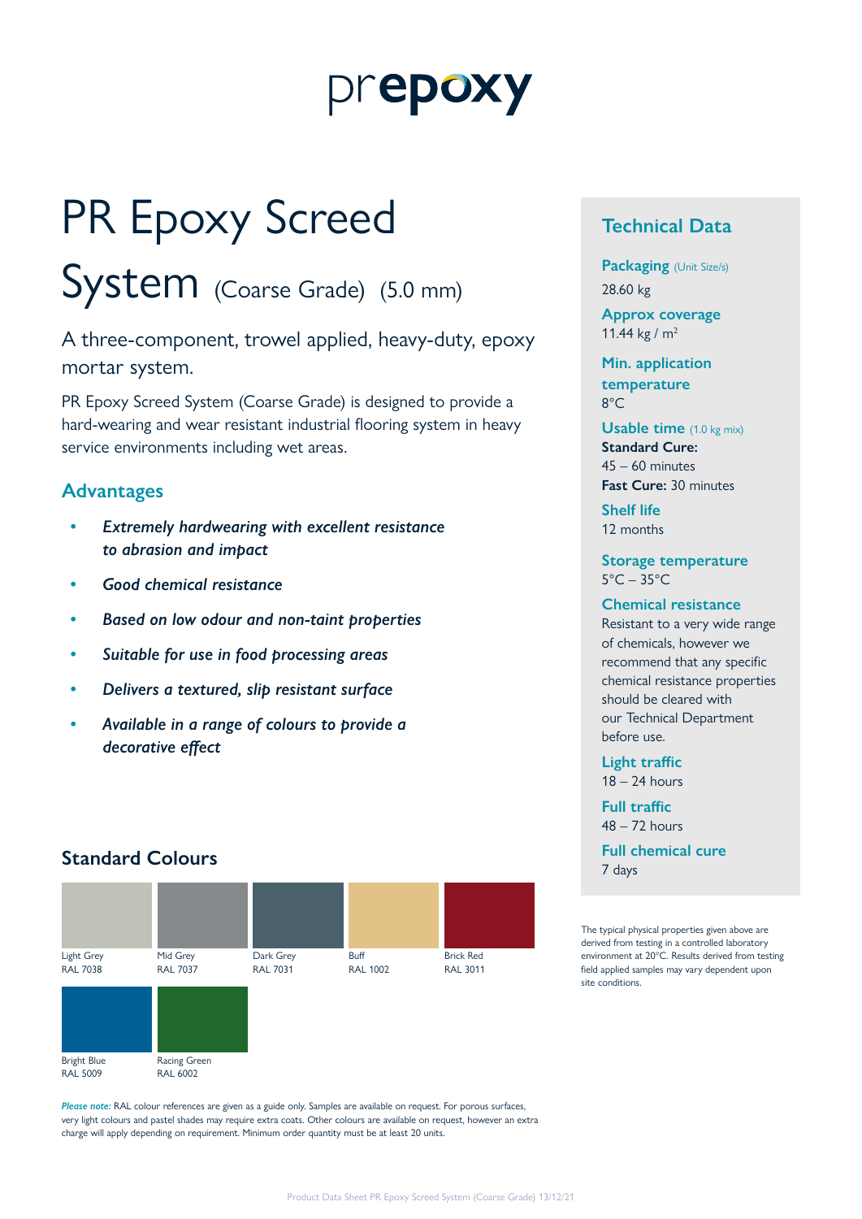prepoxy

# PR Epoxy Screed System (Coarse Grade) (5.0 mm)

A three-component, trowel applied, heavy-duty, epoxy mortar system.

PR Epoxy Screed System (Coarse Grade) is designed to provide a hard-wearing and wear resistant industrial flooring system in heavy service environments including wet areas.

## Advantages

- ***Extremely hardwearing with excellent resistance to abrasion and impact***
- ***Good chemical resistance***
- ***Based on low odour and non-taint properties***
- ***Suitable for use in food processing areas***
- ***Delivers a textured, slip resistant surface***
- ***Available in a range of colours to provide a decorative effect***

## Standard Colours

| Colour | RAL |
|---|---|
| Light Grey | RAL 7038 |
| Mid Grey | RAL 7037 |
| Dark Grey | RAL 7031 |
| Buff | RAL 1002 |
| Brick Red | RAL 3011 |
| Bright Blue | RAL 5009 |
| Racing Green | RAL 6002 |

***Please note:*** RAL colour references are given as a guide only. Samples are available on request. For porous surfaces, very light colours and pastel shades may require extra coats. Other colours are available on request, however an extra charge will apply depending on requirement. Minimum order quantity must be at least 20 units.

## Technical Data

**Packaging** (Unit Size/s)
28.60 kg

**Approx coverage**
11.44 kg / m$^2$

**Min. application temperature**
8°C

**Usable time** (1.0 kg mix)
**Standard Cure:** 45 – 60 minutes
**Fast Cure:** 30 minutes

**Shelf life**
12 months

**Storage temperature**
5°C – 35°C

**Chemical resistance**
Resistant to a very wide range of chemicals, however we recommend that any specific chemical resistance properties should be cleared with our Technical Department before use.

**Light traffic**
18 – 24 hours

**Full traffic**
48 – 72 hours

**Full chemical cure**
7 days

The typical physical properties given above are derived from testing in a controlled laboratory environment at 20°C. Results derived from testing field applied samples may vary dependent upon site conditions.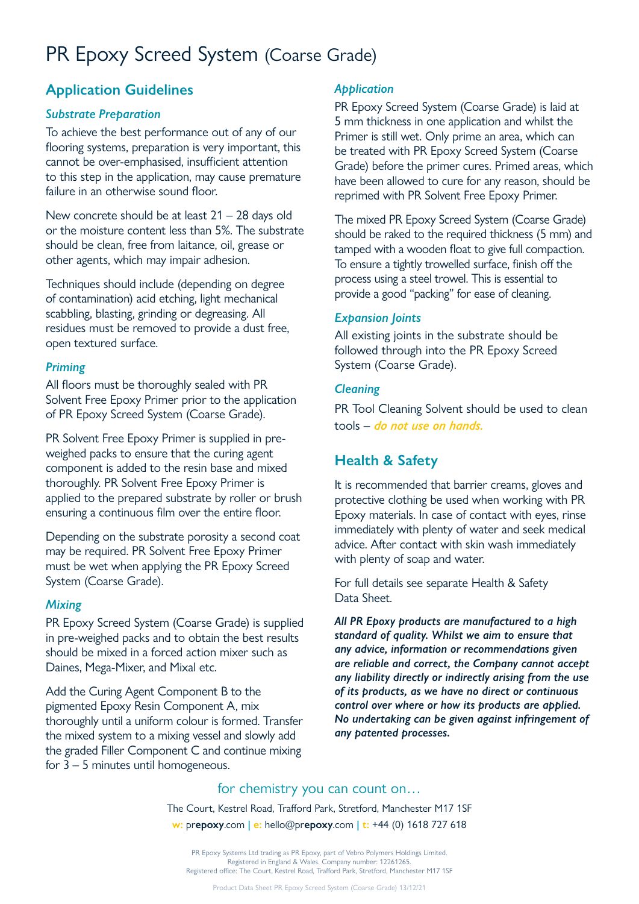# PR Epoxy Screed System (Coarse Grade)

## Application Guidelines

### *Substrate Preparation*

To achieve the best performance out of any of our flooring systems, preparation is very important, this cannot be over-emphasised, insufficient attention to this step in the application, may cause premature failure in an otherwise sound floor.

New concrete should be at least 21 – 28 days old or the moisture content less than 5%. The substrate should be clean, free from laitance, oil, grease or other agents, which may impair adhesion.

Techniques should include (depending on degree of contamination) acid etching, light mechanical scabbling, blasting, grinding or degreasing. All residues must be removed to provide a dust free, open textured surface.

### *Priming*

All floors must be thoroughly sealed with PR Solvent Free Epoxy Primer prior to the application of PR Epoxy Screed System (Coarse Grade).

PR Solvent Free Epoxy Primer is supplied in pre-weighed packs to ensure that the curing agent component is added to the resin base and mixed thoroughly. PR Solvent Free Epoxy Primer is applied to the prepared substrate by roller or brush ensuring a continuous film over the entire floor.

Depending on the substrate porosity a second coat may be required. PR Solvent Free Epoxy Primer must be wet when applying the PR Epoxy Screed System (Coarse Grade).

### *Mixing*

PR Epoxy Screed System (Coarse Grade) is supplied in pre-weighed packs and to obtain the best results should be mixed in a forced action mixer such as Daines, Mega-Mixer, and Mixal etc.

Add the Curing Agent Component B to the pigmented Epoxy Resin Component A, mix thoroughly until a uniform colour is formed. Transfer the mixed system to a mixing vessel and slowly add the graded Filler Component C and continue mixing for 3 – 5 minutes until homogeneous.

### *Application*

PR Epoxy Screed System (Coarse Grade) is laid at 5 mm thickness in one application and whilst the Primer is still wet. Only prime an area, which can be treated with PR Epoxy Screed System (Coarse Grade) before the primer cures. Primed areas, which have been allowed to cure for any reason, should be reprimed with PR Solvent Free Epoxy Primer.

The mixed PR Epoxy Screed System (Coarse Grade) should be raked to the required thickness (5 mm) and tamped with a wooden float to give full compaction. To ensure a tightly trowelled surface, finish off the process using a steel trowel. This is essential to provide a good "packing" for ease of cleaning.

### *Expansion Joints*

All existing joints in the substrate should be followed through into the PR Epoxy Screed System (Coarse Grade).

### *Cleaning*

PR Tool Cleaning Solvent should be used to clean tools – ***do not use on hands.***

## Health & Safety

It is recommended that barrier creams, gloves and protective clothing be used when working with PR Epoxy materials. In case of contact with eyes, rinse immediately with plenty of water and seek medical advice. After contact with skin wash immediately with plenty of soap and water.

For full details see separate Health & Safety Data Sheet.

***All PR Epoxy products are manufactured to a high standard of quality. Whilst we aim to ensure that any advice, information or recommendations given are reliable and correct, the Company cannot accept any liability directly or indirectly arising from the use of its products, as we have no direct or continuous control over where or how its products are applied. No undertaking can be given against infringement of any patented processes.***

for chemistry you can count on…

The Court, Kestrel Road, Trafford Park, Stretford, Manchester M17 1SF

**w:** pr**epoxy**.com | **e:** hello@pr**epoxy**.com | **t:** +44 (0) 1618 727 618

PR Epoxy Systems Ltd trading as PR Epoxy, part of Vebro Polymers Holdings Limited.
Registered in England & Wales. Company number: 12261265.
Registered office: The Court, Kestrel Road, Trafford Park, Stretford, Manchester M17 1SF

Product Data Sheet PR Epoxy Screed System (Coarse Grade) 13/12/21